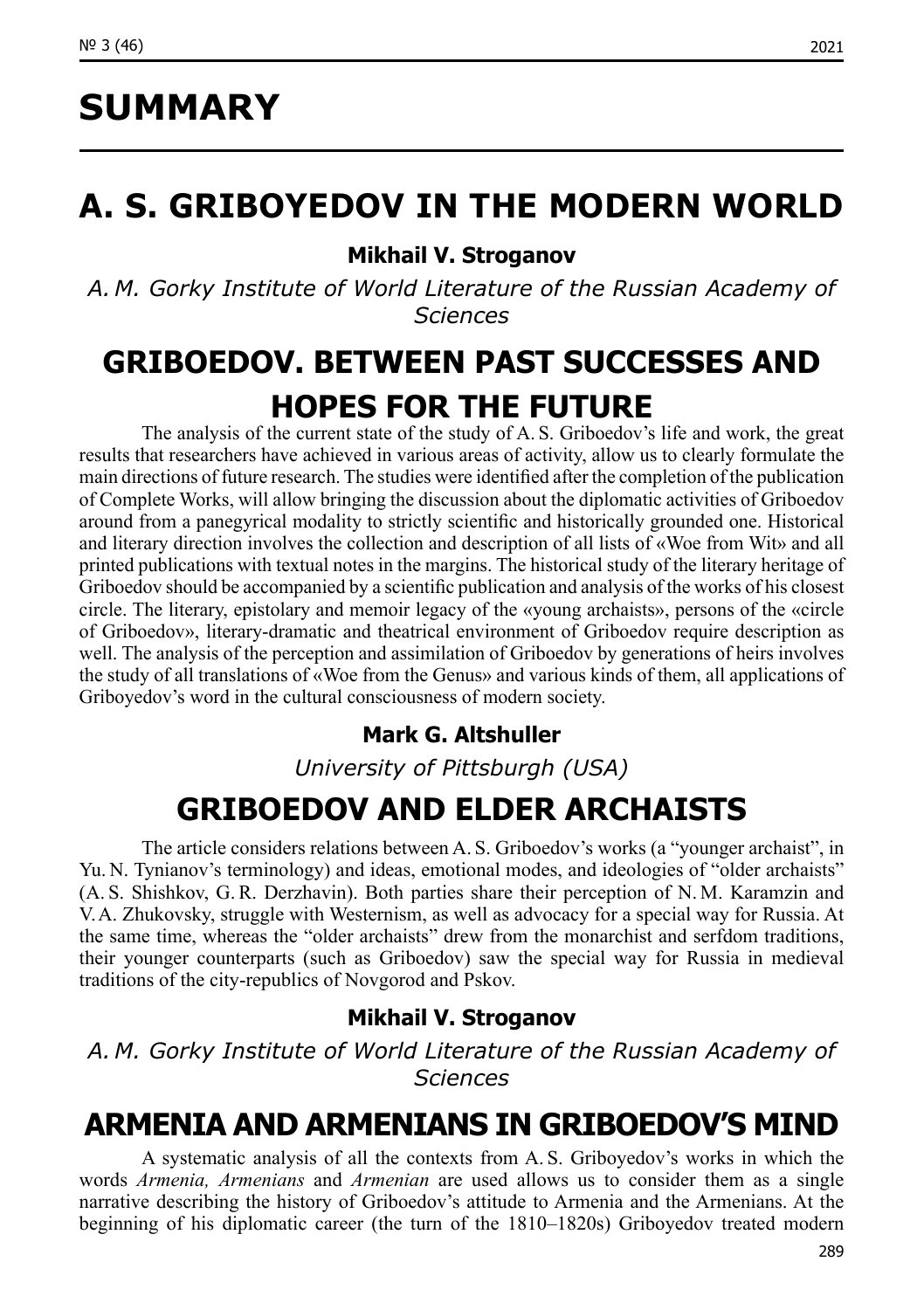# SUMMARY

## A. S. GRIBOYEDOV IN THE MODERN WORLD

**Mikhail V. Stroganov**

*A. M. Gorky Institute of World Literature of the Russian Academy of Sciences*

### GRIBOEDOV. BETWEEN PAST SUCCESSES AND HOPES FOR THE FUTURE

The analysis of the current state of the study of A. S. Griboedov's life and work, the great results that researchers have achieved in various areas of activity, allow us to clearly formulate the main directions of future research. The studies were identified after the completion of the publication of Complete Works, will allow bringing the discussion about the diplomatic activities of Griboedov around from a panegyrical modality to strictly scientific and historically grounded one. Historical and literary direction involves the collection and description of all lists of «Woe from Wit» and all printed publications with textual notes in the margins. The historical study of the literary heritage of Griboedov should be accompanied by a scientific publication and analysis of the works of his closest circle. The literary, epistolary and memoir legacy of the «young archaists», persons of the «circle of Griboedov», literary-dramatic and theatrical environment of Griboedov require description as well. The analysis of the perception and assimilation of Griboedov by generations of heirs involves the study of all translations of «Woe from the Genus» and various kinds of them, all applications of Griboyedov's word in the cultural consciousness of modern society.

**Mark G. Altshuller**

*University of Pittsburgh (USA)*

### GRIBOEDOV AND ELDER ARCHAISTS

The article considers relations between A. S. Griboedov's works (a "younger archaist", in Yu. N. Tynianov's terminology) and ideas, emotional modes, and ideologies of "older archaists" (A. S. Shishkov, G. R. Derzhavin). Both parties share their perception of N. M. Karamzin and V. A. Zhukovsky, struggle with Westernism, as well as advocacy for a special way for Russia. At the same time, whereas the "older archaists" drew from the monarchist and serfdom traditions, their younger counterparts (such as Griboedov) saw the special way for Russia in medieval traditions of the city-republics of Novgorod and Pskov.

**Mikhail V. Stroganov**

*A. M. Gorky Institute of World Literature of the Russian Academy of Sciences*

### ARMENIA AND ARMENIANS IN GRIBOEDOV'S MIND

A systematic analysis of all the contexts from A. S. Griboyedov's works in which the words *Armenia, Armenians* and *Armenian* are used allows us to consider them as a single narrative describing the history of Griboedov's attitude to Armenia and the Armenians. At the beginning of his diplomatic career (the turn of the 1810–1820s) Griboyedov treated modern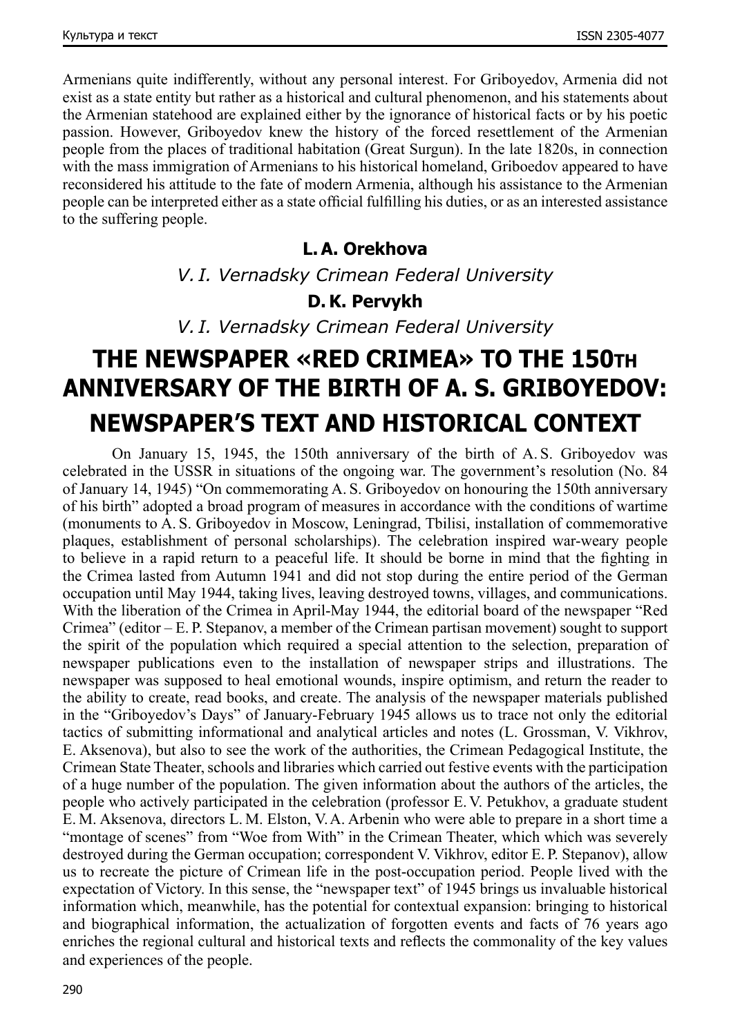Armenians quite indifferently, without any personal interest. For Griboyedov, Armenia did not exist as a state entity but rather as a historical and cultural phenomenon, and his statements about the Armenian statehood are explained either by the ignorance of historical facts or by his poetic passion. However, Griboyedov knew the history of the forced resettlement of the Armenian people from the places of traditional habitation (Great Surgun). In the late 1820s, in connection with the mass immigration of Armenians to his historical homeland, Griboedov appeared to have reconsidered his attitude to the fate of modern Armenia, although his assistance to the Armenian people can be interpreted either as a state official fulfilling his duties, or as an interested assistance to the suffering people.

**L. A. Orekhova**

*V. I. Vernadsky Crimean Federal University*

**D. K. Pervykh**

*V. I. Vernadsky Crimean Federal University*

# THE NEWSPAPER «RED CRIMEA» TO THE 150TH ANNIVERSARY OF THE BIRTH OF A. S. GRIBOYEDOV: NEWSPAPER'S TEXT AND HISTORICAL CONTEXT

On January 15, 1945, the 150th anniversary of the birth of A. S. Griboyedov was celebrated in the USSR in situations of the ongoing war. The government's resolution (No. 84 of January 14, 1945) "On commemorating A. S. Griboyedov on honouring the 150th anniversary of his birth" adopted a broad program of measures in accordance with the conditions of wartime (monuments to A. S. Griboyedov in Moscow, Leningrad, Tbilisi, installation of commemorative plaques, establishment of personal scholarships). The celebration inspired war-weary people to believe in a rapid return to a peaceful life. It should be borne in mind that the fighting in the Crimea lasted from Autumn 1941 and did not stop during the entire period of the German occupation until May 1944, taking lives, leaving destroyed towns, villages, and communications. With the liberation of the Crimea in April-May 1944, the editorial board of the newspaper "Red Crimea" (editor – E. P. Stepanov, a member of the Crimean partisan movement) sought to support the spirit of the population which required a special attention to the selection, preparation of newspaper publications even to the installation of newspaper strips and illustrations. The newspaper was supposed to heal emotional wounds, inspire optimism, and return the reader to the ability to create, read books, and create. The analysis of the newspaper materials published in the "Griboyedov's Days" of January-February 1945 allows us to trace not only the editorial tactics of submitting informational and analytical articles and notes (L. Grossman, V. Vikhrov, E. Aksenova), but also to see the work of the authorities, the Crimean Pedagogical Institute, the Crimean State Theater, schools and libraries which carried out festive events with the participation of a huge number of the population. The given information about the authors of the articles, the people who actively participated in the celebration (professor E. V. Petukhov, a graduate student E. M. Aksenova, directors L. M. Elston, V. A. Arbenin who were able to prepare in a short time a "montage of scenes" from "Woe from With" in the Crimean Theater, which which was severely destroyed during the German occupation; correspondent V. Vikhrov, editor E. P. Stepanov), allow us to recreate the picture of Crimean life in the post-occupation period. People lived with the expectation of Victory. In this sense, the "newspaper text" of 1945 brings us invaluable historical information which, meanwhile, has the potential for contextual expansion: bringing to historical and biographical information, the actualization of forgotten events and facts of 76 years ago enriches the regional cultural and historical texts and reflects the commonality of the key values and experiences of the people.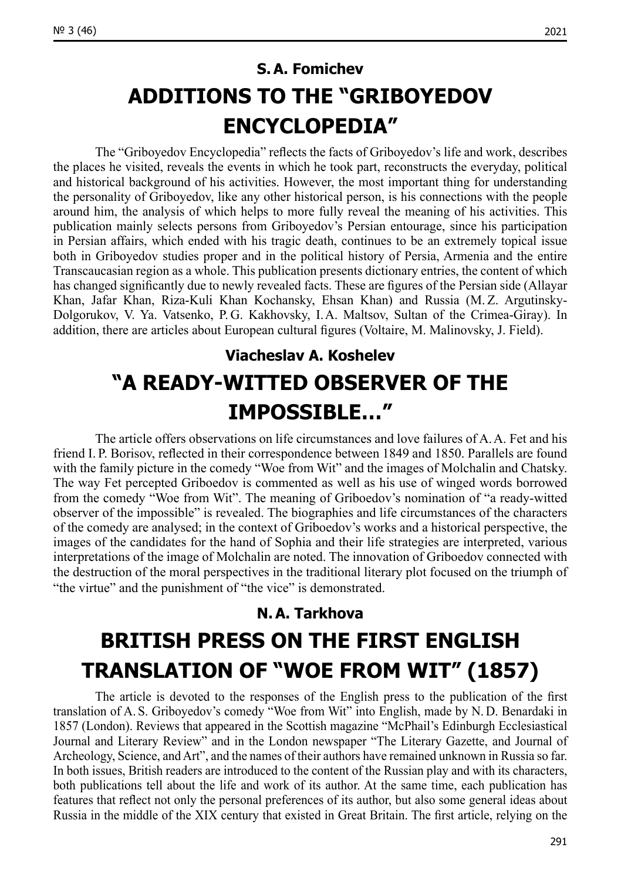**S. A. Fomichev**

# ADDITIONS TO THE "GRIBOYEDOV ENCYCLOPEDIA"

The "Griboyedov Encyclopedia" reflects the facts of Griboyedov's life and work, describes the places he visited, reveals the events in which he took part, reconstructs the everyday, political and historical background of his activities. However, the most important thing for understanding the personality of Griboyedov, like any other historical person, is his connections with the people around him, the analysis of which helps to more fully reveal the meaning of his activities. This publication mainly selects persons from Griboyedov's Persian entourage, since his participation in Persian affairs, which ended with his tragic death, continues to be an extremely topical issue both in Griboyedov studies proper and in the political history of Persia, Armenia and the entire Transcaucasian region as a whole. This publication presents dictionary entries, the content of which has changed significantly due to newly revealed facts. These are figures of the Persian side (Allayar Khan, Jafar Khan, Riza-Kuli Khan Kochansky, Ehsan Khan) and Russia (M. Z. Argutinsky-Dolgorukov, V. Ya. Vatsenko, P. G. Kakhovsky, I. A. Maltsov, Sultan of the Crimea-Giray). In addition, there are articles about European cultural figures (Voltaire, M. Malinovsky, J. Field).

**Viacheslav A. Koshelev**

# "A READY-WITTED OBSERVER OF THE IMPOSSIBLE…"

The article offers observations on life circumstances and love failures of A. A. Fet and his friend I. P. Borisov, reflected in their correspondence between 1849 and 1850. Parallels are found with the family picture in the comedy "Woe from Wit" and the images of Molchalin and Chatsky. The way Fet percepted Griboedov is commented as well as his use of winged words borrowed from the comedy "Woe from Wit". The meaning of Griboedov's nomination of "a ready-witted observer of the impossible" is revealed. The biographies and life circumstances of the characters of the comedy are analysed; in the context of Griboedov's works and a historical perspective, the images of the candidates for the hand of Sophia and their life strategies are interpreted, various interpretations of the image of Molchalin are noted. The innovation of Griboedov connected with the destruction of the moral perspectives in the traditional literary plot focused on the triumph of "the virtue" and the punishment of "the vice" is demonstrated.

**N. A. Tarkhova**

# BRITISH PRESS ON THE FIRST ENGLISH TRANSLATION OF "WOE FROM WIT" (1857)

The article is devoted to the responses of the English press to the publication of the first translation of A. S. Griboyedov's comedy "Woe from Wit" into English, made by N. D. Benardaki in 1857 (London). Reviews that appeared in the Scottish magazine "McPhail's Edinburgh Ecclesiastical Journal and Literary Review" and in the London newspaper "The Literary Gazette, and Journal of Archeology, Science, and Art", and the names of their authors have remained unknown in Russia so far. In both issues, British readers are introduced to the content of the Russian play and with its characters, both publications tell about the life and work of its author. At the same time, each publication has features that reflect not only the personal preferences of its author, but also some general ideas about Russia in the middle of the XIX century that existed in Great Britain. The first article, relying on the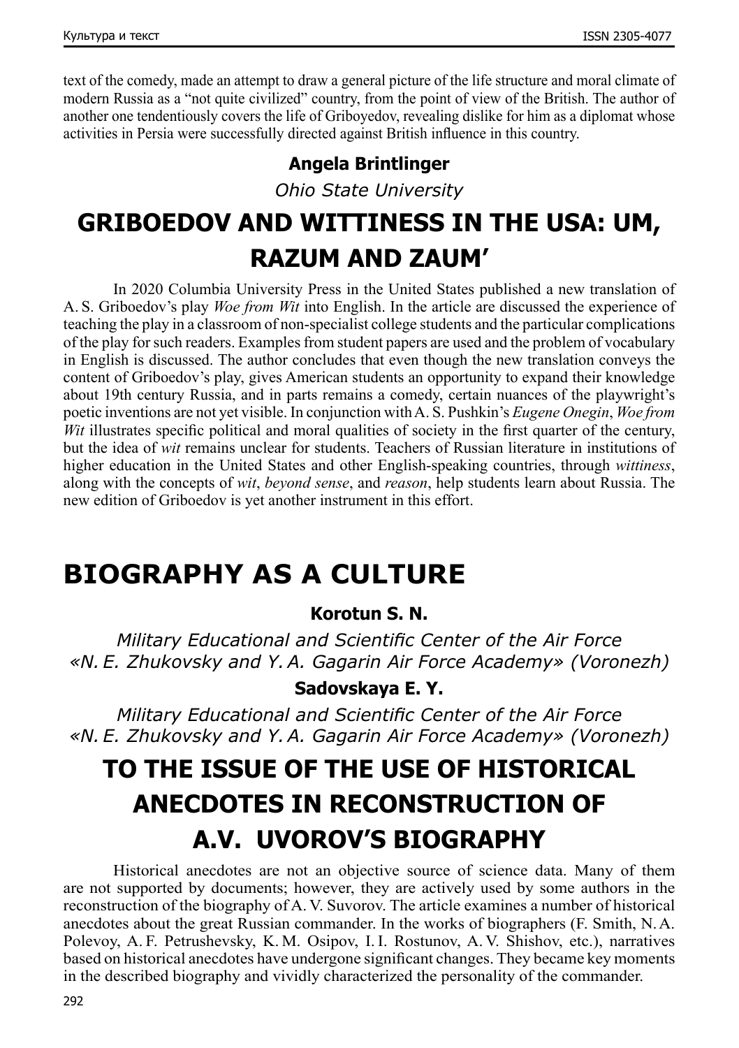text of the comedy, made an attempt to draw a general picture of the life structure and moral climate of modern Russia as a "not quite civilized" country, from the point of view of the British. The author of another one tendentiously covers the life of Griboyedov, revealing dislike for him as a diplomat whose activities in Persia were successfully directed against British influence in this country.

**Angela Brintlinger**

*Ohio State University*

## GRIBOEDOV AND WITTINESS IN THE USA: UM, RAZUM AND ZAUM'

In 2020 Columbia University Press in the United States published a new translation of A. S. Griboedov's play *Woe from Wit* into English. In the article are discussed the experience of teaching the play in a classroom of non-specialist college students and the particular complications of the play for such readers. Examples from student papers are used and the problem of vocabulary in English is discussed. The author concludes that even though the new translation conveys the content of Griboedov's play, gives American students an opportunity to expand their knowledge about 19th century Russia, and in parts remains a comedy, certain nuances of the playwright's poetic inventions are not yet visible. In conjunction with A. S. Pushkin's *Eugene Onegin*, *Woe from Wit* illustrates specific political and moral qualities of society in the first quarter of the century, but the idea of *wit* remains unclear for students. Teachers of Russian literature in institutions of higher education in the United States and other English-speaking countries, through *wittiness*, along with the concepts of *wit*, *beyond sense*, and *reason*, help students learn about Russia. The new edition of Griboedov is yet another instrument in this effort.

# BIOGRAPHY AS A CULTURE

**Korotun S. N.**

*Military Educational and Scientific Center of the Air Force «N. E. Zhukovsky and Y. A. Gagarin Air Force Academy» (Voronezh)*

**Sadovskaya E. Y.**

*Military Educational and Scientific Center of the Air Force «N. E. Zhukovsky and Y. A. Gagarin Air Force Academy» (Voronezh)*

## TO THE ISSUE OF THE USE OF HISTORICAL ANECDOTES IN RECONSTRUCTION OF A.V. UVOROV'S BIOGRAPHY

Historical anecdotes are not an objective source of science data. Many of them are not supported by documents; however, they are actively used by some authors in the reconstruction of the biography of A. V. Suvorov. The article examines a number of historical anecdotes about the great Russian commander. In the works of biographers (F. Smith, N. A. Polevoy, A. F. Petrushevsky, K. M. Osipov, I. I. Rostunov, A. V. Shishov, etc.), narratives based on historical anecdotes have undergone significant changes. They became key moments in the described biography and vividly characterized the personality of the commander.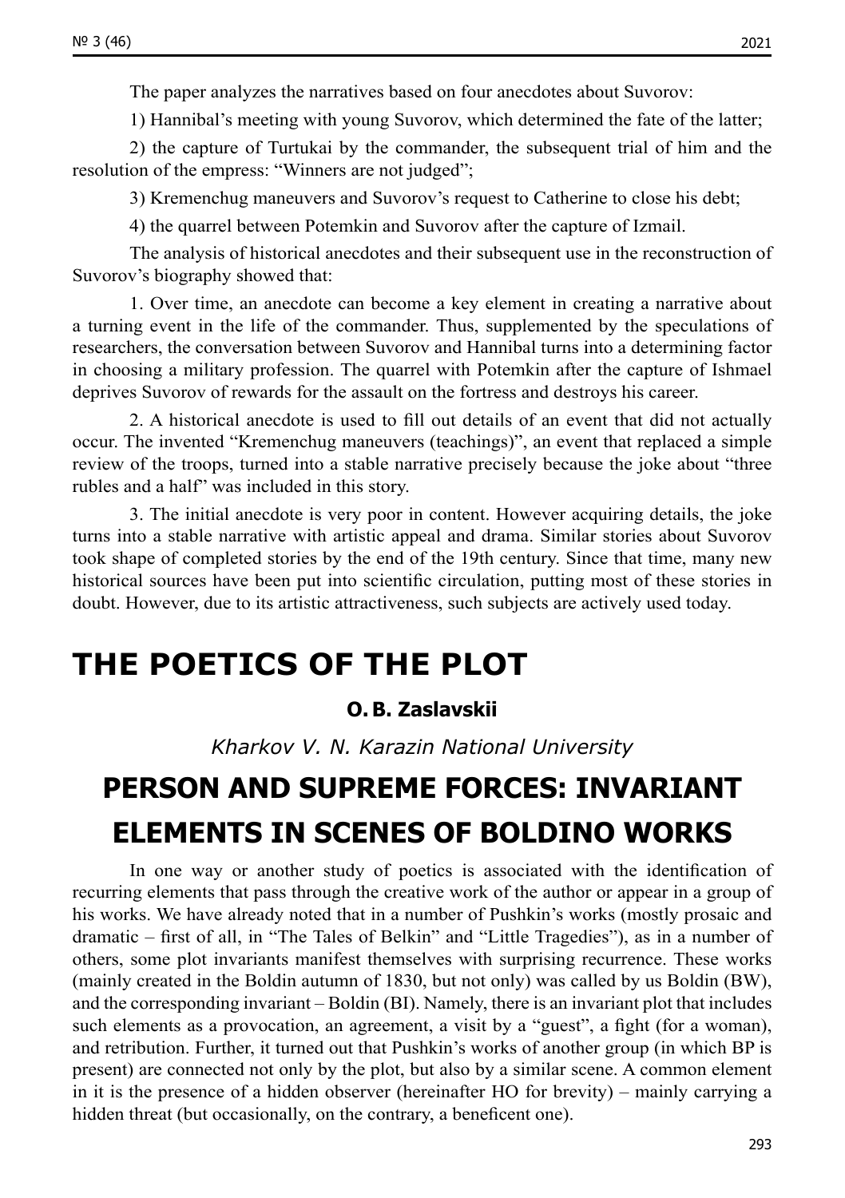The paper analyzes the narratives based on four anecdotes about Suvorov:

1) Hannibal's meeting with young Suvorov, which determined the fate of the latter;

2) the capture of Turtukai by the commander, the subsequent trial of him and the resolution of the empress: "Winners are not judged";

3) Kremenchug maneuvers and Suvorov's request to Catherine to close his debt;

4) the quarrel between Potemkin and Suvorov after the capture of Izmail.

The analysis of historical anecdotes and their subsequent use in the reconstruction of Suvorov's biography showed that:

1. Over time, an anecdote can become a key element in creating a narrative about a turning event in the life of the commander. Thus, supplemented by the speculations of researchers, the conversation between Suvorov and Hannibal turns into a determining factor in choosing a military profession. The quarrel with Potemkin after the capture of Ishmael deprives Suvorov of rewards for the assault on the fortress and destroys his career.

2. A historical anecdote is used to fill out details of an event that did not actually occur. The invented "Kremenchug maneuvers (teachings)", an event that replaced a simple review of the troops, turned into a stable narrative precisely because the joke about "three rubles and a half" was included in this story.

3. The initial anecdote is very poor in content. However acquiring details, the joke turns into a stable narrative with artistic appeal and drama. Similar stories about Suvorov took shape of completed stories by the end of the 19th century. Since that time, many new historical sources have been put into scientific circulation, putting most of these stories in doubt. However, due to its artistic attractiveness, such subjects are actively used today.

# THE POETICS OF THE PLOT

**O. B. Zaslavskii**

*Kharkov V. N. Karazin National University*

## PERSON AND SUPREME FORCES: INVARIANT ELEMENTS IN SCENES OF BOLDINO WORKS

In one way or another study of poetics is associated with the identification of recurring elements that pass through the creative work of the author or appear in a group of his works. We have already noted that in a number of Pushkin's works (mostly prosaic and dramatic – first of all, in "The Tales of Belkin" and "Little Tragedies"), as in a number of others, some plot invariants manifest themselves with surprising recurrence. These works (mainly created in the Boldin autumn of 1830, but not only) was called by us Boldin (BW), and the corresponding invariant – Boldin (BI). Namely, there is an invariant plot that includes such elements as a provocation, an agreement, a visit by a "guest", a fight (for a woman), and retribution. Further, it turned out that Pushkin's works of another group (in which BP is present) are connected not only by the plot, but also by a similar scene. A common element in it is the presence of a hidden observer (hereinafter HO for brevity) – mainly carrying a hidden threat (but occasionally, on the contrary, a beneficent one).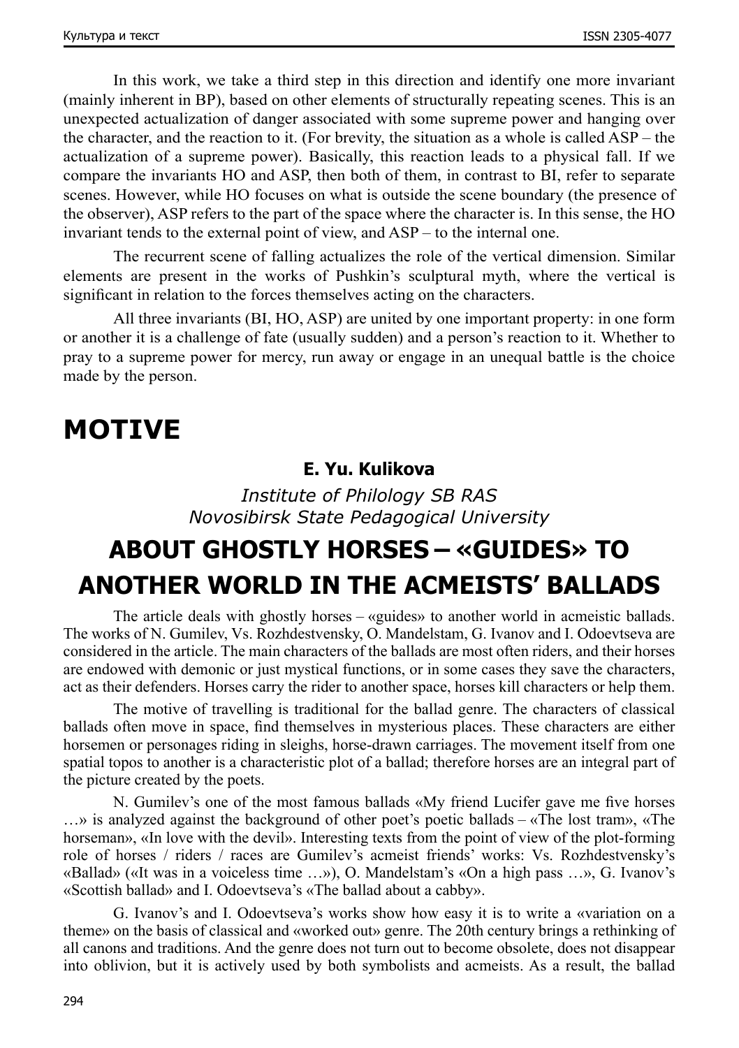In this work, we take a third step in this direction and identify one more invariant (mainly inherent in BP), based on other elements of structurally repeating scenes. This is an unexpected actualization of danger associated with some supreme power and hanging over the character, and the reaction to it. (For brevity, the situation as a whole is called ASP – the actualization of a supreme power). Basically, this reaction leads to a physical fall. If we compare the invariants HO and ASP, then both of them, in contrast to BI, refer to separate scenes. However, while HO focuses on what is outside the scene boundary (the presence of the observer), ASP refers to the part of the space where the character is. In this sense, the HO invariant tends to the external point of view, and ASP – to the internal one.

The recurrent scene of falling actualizes the role of the vertical dimension. Similar elements are present in the works of Pushkin's sculptural myth, where the vertical is significant in relation to the forces themselves acting on the characters.

All three invariants (BI, HO, ASP) are united by one important property: in one form or another it is a challenge of fate (usually sudden) and a person's reaction to it. Whether to pray to a supreme power for mercy, run away or engage in an unequal battle is the choice made by the person.

# MOTIVE

**E. Yu. Kulikova**

*Institute of Philology SB RAS*
*Novosibirsk State Pedagogical University*

## ABOUT GHOSTLY HORSES – «GUIDES» TO ANOTHER WORLD IN THE ACMEISTS' BALLADS

The article deals with ghostly horses – «guides» to another world in acmeistic ballads. The works of N. Gumilev, Vs. Rozhdestvensky, O. Mandelstam, G. Ivanov and I. Odoevtseva are considered in the article. The main characters of the ballads are most often riders, and their horses are endowed with demonic or just mystical functions, or in some cases they save the characters, act as their defenders. Horses carry the rider to another space, horses kill characters or help them.

The motive of travelling is traditional for the ballad genre. The characters of classical ballads often move in space, find themselves in mysterious places. These characters are either horsemen or personages riding in sleighs, horse-drawn carriages. The movement itself from one spatial topos to another is a characteristic plot of a ballad; therefore horses are an integral part of the picture created by the poets.

N. Gumilev's one of the most famous ballads «My friend Lucifer gave me five horses …» is analyzed against the background of other poet's poetic ballads – «The lost tram», «The horseman», «In love with the devil». Interesting texts from the point of view of the plot-forming role of horses / riders / races are Gumilev's acmeist friends' works: Vs. Rozhdestvensky's «Ballad» («It was in a voiceless time …»), O. Mandelstam's «On a high pass …», G. Ivanov's «Scottish ballad» and I. Odoevtseva's «The ballad about a cabby».

G. Ivanov's and I. Odoevtseva's works show how easy it is to write a «variation on a theme» on the basis of classical and «worked out» genre. The 20th century brings a rethinking of all canons and traditions. And the genre does not turn out to become obsolete, does not disappear into oblivion, but it is actively used by both symbolists and acmeists. As a result, the ballad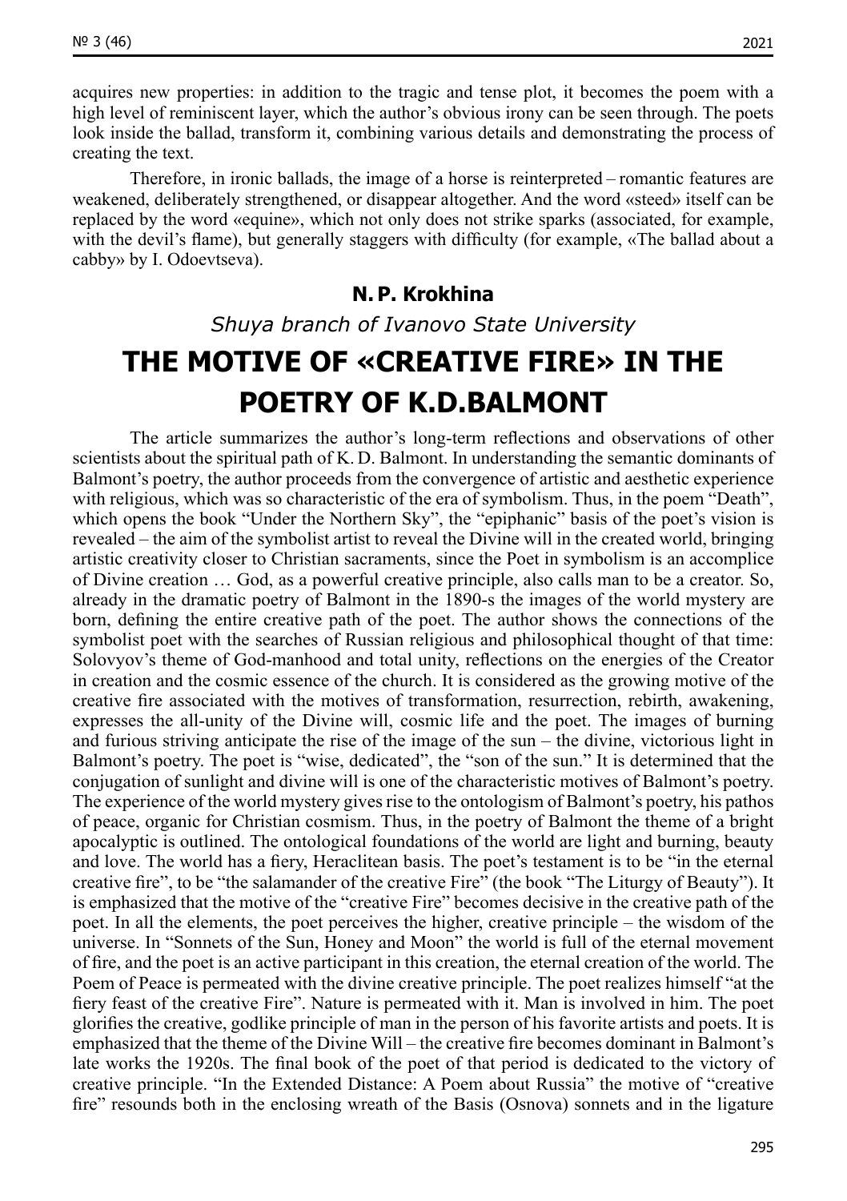acquires new properties: in addition to the tragic and tense plot, it becomes the poem with a high level of reminiscent layer, which the author's obvious irony can be seen through. The poets look inside the ballad, transform it, combining various details and demonstrating the process of creating the text.

Therefore, in ironic ballads, the image of a horse is reinterpreted – romantic features are weakened, deliberately strengthened, or disappear altogether. And the word «steed» itself can be replaced by the word «equine», which not only does not strike sparks (associated, for example, with the devil's flame), but generally staggers with difficulty (for example, «The ballad about a cabby» by I. Odoevtseva).

**N. P. Krokhina**

*Shuya branch of Ivanovo State University*

# THE MOTIVE OF «CREATIVE FIRE» IN THE POETRY OF K.D.BALMONT

The article summarizes the author's long-term reflections and observations of other scientists about the spiritual path of K. D. Balmont. In understanding the semantic dominants of Balmont's poetry, the author proceeds from the convergence of artistic and aesthetic experience with religious, which was so characteristic of the era of symbolism. Thus, in the poem "Death", which opens the book "Under the Northern Sky", the "epiphanic" basis of the poet's vision is revealed – the aim of the symbolist artist to reveal the Divine will in the created world, bringing artistic creativity closer to Christian sacraments, since the Poet in symbolism is an accomplice of Divine creation … God, as a powerful creative principle, also calls man to be a creator. So, already in the dramatic poetry of Balmont in the 1890-s the images of the world mystery are born, defining the entire creative path of the poet. The author shows the connections of the symbolist poet with the searches of Russian religious and philosophical thought of that time: Solovyov's theme of God-manhood and total unity, reflections on the energies of the Creator in creation and the cosmic essence of the church. It is considered as the growing motive of the creative fire associated with the motives of transformation, resurrection, rebirth, awakening, expresses the all-unity of the Divine will, cosmic life and the poet. The images of burning and furious striving anticipate the rise of the image of the sun – the divine, victorious light in Balmont's poetry. The poet is "wise, dedicated", the "son of the sun." It is determined that the conjugation of sunlight and divine will is one of the characteristic motives of Balmont's poetry. The experience of the world mystery gives rise to the ontologism of Balmont's poetry, his pathos of peace, organic for Christian cosmism. Thus, in the poetry of Balmont the theme of a bright apocalyptic is outlined. The ontological foundations of the world are light and burning, beauty and love. The world has a fiery, Heraclitean basis. The poet's testament is to be "in the eternal creative fire", to be "the salamander of the creative Fire" (the book "The Liturgy of Beauty"). It is emphasized that the motive of the "creative Fire" becomes decisive in the creative path of the poet. In all the elements, the poet perceives the higher, creative principle – the wisdom of the universe. In "Sonnets of the Sun, Honey and Moon" the world is full of the eternal movement of fire, and the poet is an active participant in this creation, the eternal creation of the world. The Poem of Peace is permeated with the divine creative principle. The poet realizes himself "at the fiery feast of the creative Fire". Nature is permeated with it. Man is involved in him. The poet glorifies the creative, godlike principle of man in the person of his favorite artists and poets. It is emphasized that the theme of the Divine Will – the creative fire becomes dominant in Balmont's late works the 1920s. The final book of the poet of that period is dedicated to the victory of creative principle. "In the Extended Distance: A Poem about Russia" the motive of "creative fire" resounds both in the enclosing wreath of the Basis (Osnova) sonnets and in the ligature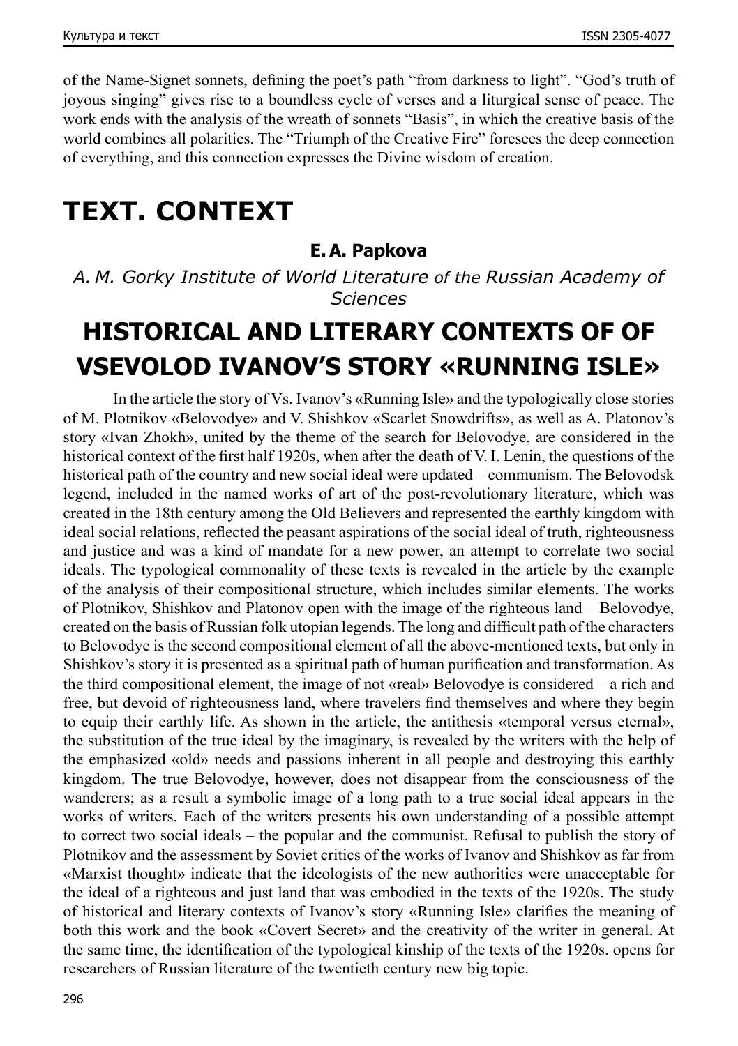of the Name-Signet sonnets, defining the poet's path "from darkness to light". "God's truth of joyous singing" gives rise to a boundless cycle of verses and a liturgical sense of peace. The work ends with the analysis of the wreath of sonnets "Basis", in which the creative basis of the world combines all polarities. The "Triumph of the Creative Fire" foresees the deep connection of everything, and this connection expresses the Divine wisdom of creation.

# TEXT. CONTEXT

**E. A. Papkova**

*A. M. Gorky Institute of World Literature of the Russian Academy of Sciences*

## HISTORICAL AND LITERARY CONTEXTS OF OF VSEVOLOD IVANOV'S STORY «RUNNING ISLE»

In the article the story of Vs. Ivanov's «Running Isle» and the typologically close stories of M. Plotnikov «Belovodye» and V. Shishkov «Scarlet Snowdrifts», as well as A. Platonov's story «Ivan Zhokh», united by the theme of the search for Belovodye, are considered in the historical context of the first half 1920s, when after the death of V. I. Lenin, the questions of the historical path of the country and new social ideal were updated – communism. The Belovodsk legend, included in the named works of art of the post-revolutionary literature, which was created in the 18th century among the Old Believers and represented the earthly kingdom with ideal social relations, reflected the peasant aspirations of the social ideal of truth, righteousness and justice and was a kind of mandate for a new power, an attempt to correlate two social ideals. The typological commonality of these texts is revealed in the article by the example of the analysis of their compositional structure, which includes similar elements. The works of Plotnikov, Shishkov and Platonov open with the image of the righteous land – Belovodye, created on the basis of Russian folk utopian legends. The long and difficult path of the characters to Belovodye is the second compositional element of all the above-mentioned texts, but only in Shishkov's story it is presented as a spiritual path of human purification and transformation. As the third compositional element, the image of not «real» Belovodye is considered – a rich and free, but devoid of righteousness land, where travelers find themselves and where they begin to equip their earthly life. As shown in the article, the antithesis «temporal versus eternal», the substitution of the true ideal by the imaginary, is revealed by the writers with the help of the emphasized «old» needs and passions inherent in all people and destroying this earthly kingdom. The true Belovodye, however, does not disappear from the consciousness of the wanderers; as a result a symbolic image of a long path to a true social ideal appears in the works of writers. Each of the writers presents his own understanding of a possible attempt to correct two social ideals – the popular and the communist. Refusal to publish the story of Plotnikov and the assessment by Soviet critics of the works of Ivanov and Shishkov as far from «Marxist thought» indicate that the ideologists of the new authorities were unacceptable for the ideal of a righteous and just land that was embodied in the texts of the 1920s. The study of historical and literary contexts of Ivanov's story «Running Isle» clarifies the meaning of both this work and the book «Covert Secret» and the creativity of the writer in general. At the same time, the identification of the typological kinship of the texts of the 1920s. opens for researchers of Russian literature of the twentieth century new big topic.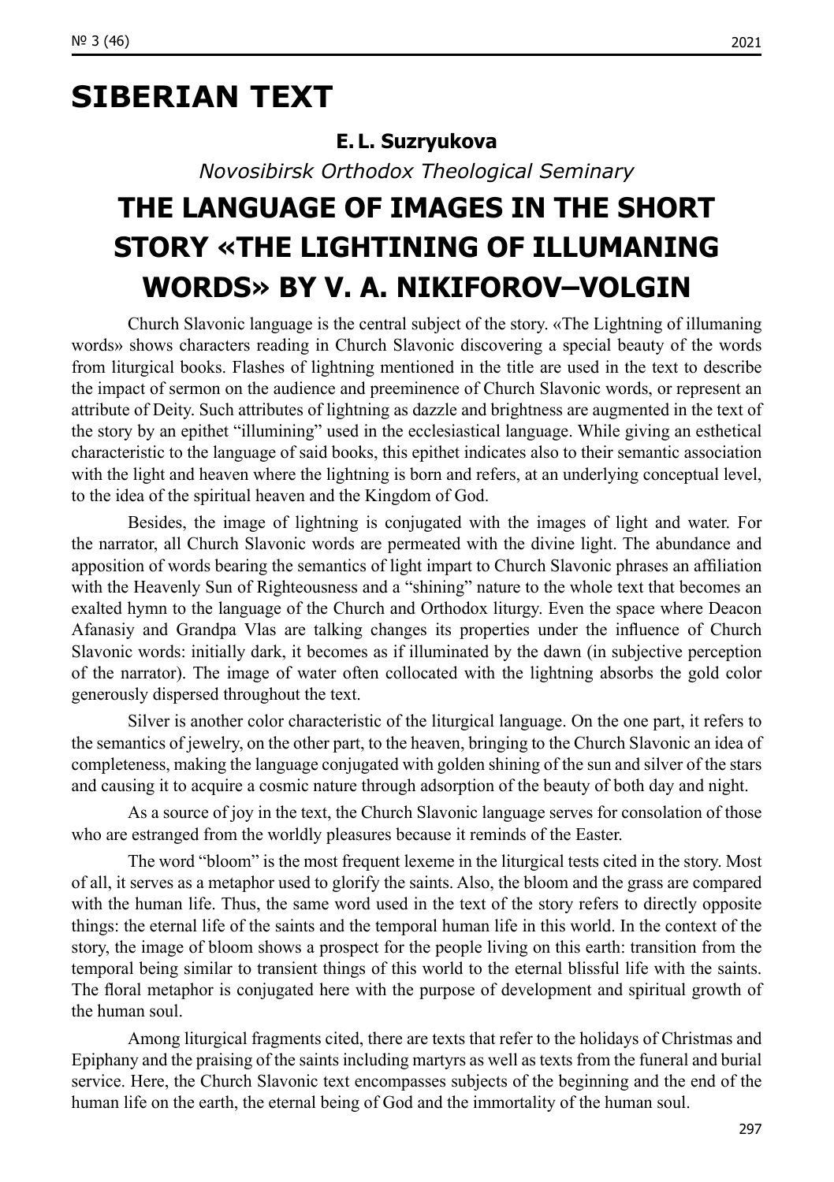# SIBERIAN TEXT

**E. L. Suzryukova**

*Novosibirsk Orthodox Theological Seminary*

## THE LANGUAGE OF IMAGES IN THE SHORT STORY «THE LIGHTINING OF ILLUMANING WORDS» BY V. A. NIKIFOROV–VOLGIN

Church Slavonic language is the central subject of the story. «The Lightning of illumaning words» shows characters reading in Church Slavonic discovering a special beauty of the words from liturgical books. Flashes of lightning mentioned in the title are used in the text to describe the impact of sermon on the audience and preeminence of Church Slavonic words, or represent an attribute of Deity. Such attributes of lightning as dazzle and brightness are augmented in the text of the story by an epithet "illumining" used in the ecclesiastical language. While giving an esthetical characteristic to the language of said books, this epithet indicates also to their semantic association with the light and heaven where the lightning is born and refers, at an underlying conceptual level, to the idea of the spiritual heaven and the Kingdom of God.

Besides, the image of lightning is conjugated with the images of light and water. For the narrator, all Church Slavonic words are permeated with the divine light. The abundance and apposition of words bearing the semantics of light impart to Church Slavonic phrases an affiliation with the Heavenly Sun of Righteousness and a "shining" nature to the whole text that becomes an exalted hymn to the language of the Church and Orthodox liturgy. Even the space where Deacon Afanasiy and Grandpa Vlas are talking changes its properties under the influence of Church Slavonic words: initially dark, it becomes as if illuminated by the dawn (in subjective perception of the narrator). The image of water often collocated with the lightning absorbs the gold color generously dispersed throughout the text.

Silver is another color characteristic of the liturgical language. On the one part, it refers to the semantics of jewelry, on the other part, to the heaven, bringing to the Church Slavonic an idea of completeness, making the language conjugated with golden shining of the sun and silver of the stars and causing it to acquire a cosmic nature through adsorption of the beauty of both day and night.

As a source of joy in the text, the Church Slavonic language serves for consolation of those who are estranged from the worldly pleasures because it reminds of the Easter.

The word "bloom" is the most frequent lexeme in the liturgical tests cited in the story. Most of all, it serves as a metaphor used to glorify the saints. Also, the bloom and the grass are compared with the human life. Thus, the same word used in the text of the story refers to directly opposite things: the eternal life of the saints and the temporal human life in this world. In the context of the story, the image of bloom shows a prospect for the people living on this earth: transition from the temporal being similar to transient things of this world to the eternal blissful life with the saints. The floral metaphor is conjugated here with the purpose of development and spiritual growth of the human soul.

Among liturgical fragments cited, there are texts that refer to the holidays of Christmas and Epiphany and the praising of the saints including martyrs as well as texts from the funeral and burial service. Here, the Church Slavonic text encompasses subjects of the beginning and the end of the human life on the earth, the eternal being of God and the immortality of the human soul.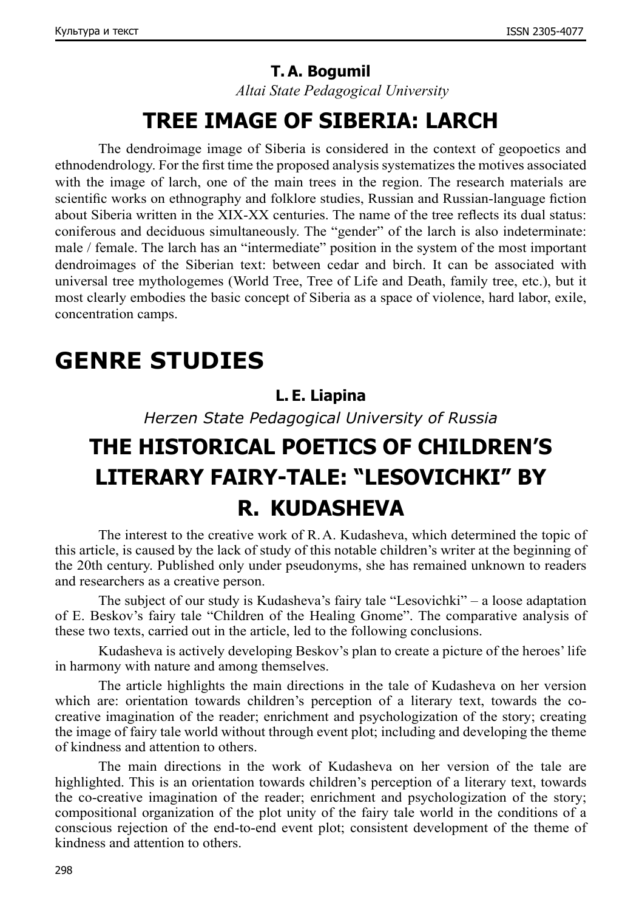**T. A. Bogumil**

*Altai State Pedagogical University*

## TREE IMAGE OF SIBERIA: LARCH

The dendroimage image of Siberia is considered in the context of geopoetics and ethnodendrology. For the first time the proposed analysis systematizes the motives associated with the image of larch, one of the main trees in the region. The research materials are scientific works on ethnography and folklore studies, Russian and Russian-language fiction about Siberia written in the XIX-XX centuries. The name of the tree reflects its dual status: coniferous and deciduous simultaneously. The "gender" of the larch is also indeterminate: male / female. The larch has an "intermediate" position in the system of the most important dendroimages of the Siberian text: between cedar and birch. It can be associated with universal tree mythologemes (World Tree, Tree of Life and Death, family tree, etc.), but it most clearly embodies the basic concept of Siberia as a space of violence, hard labor, exile, concentration camps.

# GENRE STUDIES

**L. E. Liapina**

*Herzen State Pedagogical University of Russia*

## THE HISTORICAL POETICS OF CHILDREN'S LITERARY FAIRY-TALE: "LESOVICHKI" BY R. KUDASHEVA

The interest to the creative work of R. A. Kudasheva, which determined the topic of this article, is caused by the lack of study of this notable children's writer at the beginning of the 20th century. Published only under pseudonyms, she has remained unknown to readers and researchers as a creative person.

The subject of our study is Kudasheva's fairy tale "Lesovichki" – a loose adaptation of E. Beskov's fairy tale "Children of the Healing Gnome". The comparative analysis of these two texts, carried out in the article, led to the following conclusions.

Kudasheva is actively developing Beskov's plan to create a picture of the heroes' life in harmony with nature and among themselves.

The article highlights the main directions in the tale of Kudasheva on her version which are: orientation towards children's perception of a literary text, towards the co-creative imagination of the reader; enrichment and psychologization of the story; creating the image of fairy tale world without through event plot; including and developing the theme of kindness and attention to others.

The main directions in the work of Kudasheva on her version of the tale are highlighted. This is an orientation towards children's perception of a literary text, towards the co-creative imagination of the reader; enrichment and psychologization of the story; compositional organization of the plot unity of the fairy tale world in the conditions of a conscious rejection of the end-to-end event plot; consistent development of the theme of kindness and attention to others.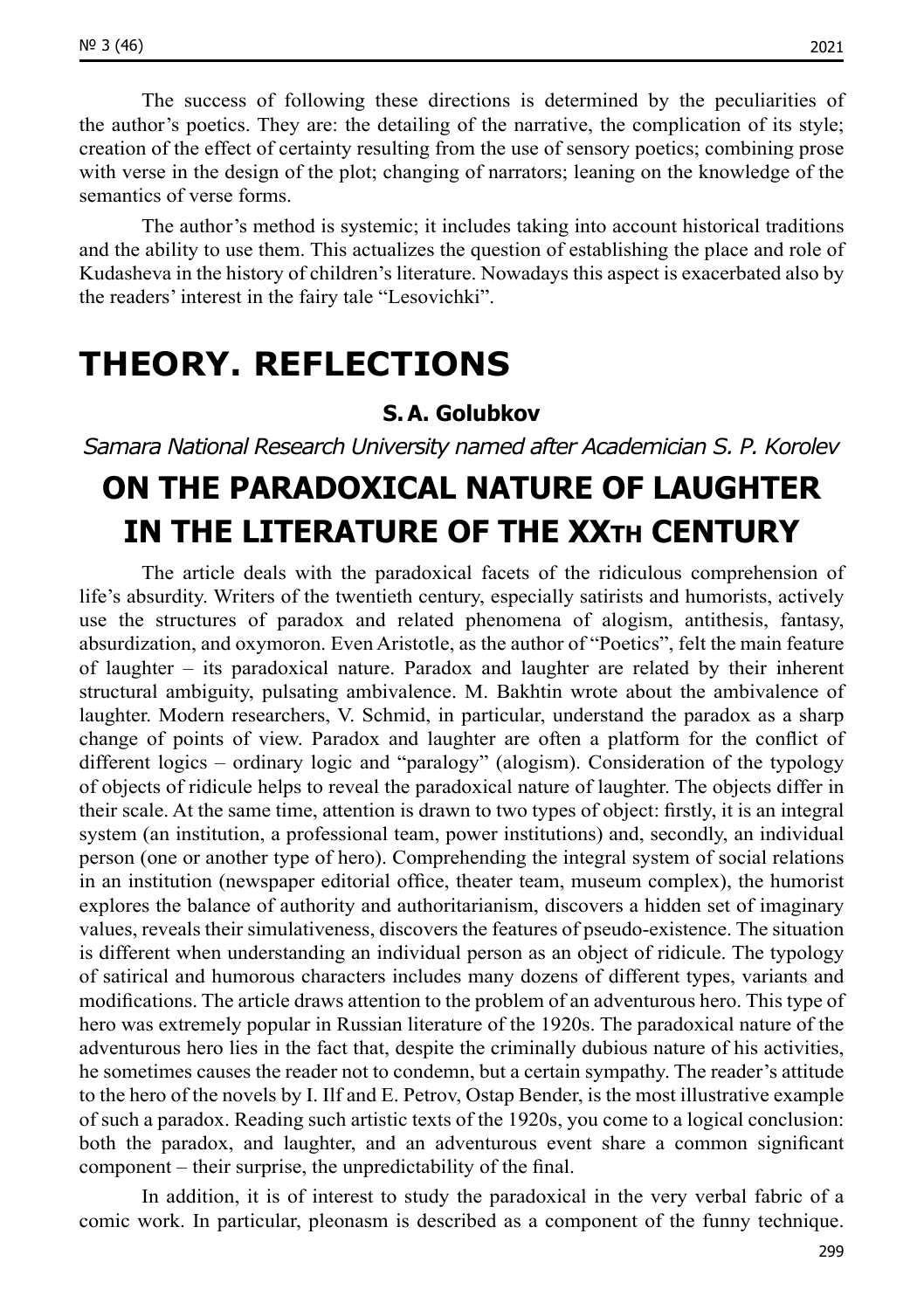The success of following these directions is determined by the peculiarities of the author's poetics. They are: the detailing of the narrative, the complication of its style; creation of the effect of certainty resulting from the use of sensory poetics; combining prose with verse in the design of the plot; changing of narrators; leaning on the knowledge of the semantics of verse forms.

The author's method is systemic; it includes taking into account historical traditions and the ability to use them. This actualizes the question of establishing the place and role of Kudasheva in the history of children's literature. Nowadays this aspect is exacerbated also by the readers' interest in the fairy tale "Lesovichki".

# THEORY. REFLECTIONS

**S. A. Golubkov**

*Samara National Research University named after Academician S. P. Korolev*

## ON THE PARADOXICAL NATURE OF LAUGHTER IN THE LITERATURE OF THE XXTH CENTURY

The article deals with the paradoxical facets of the ridiculous comprehension of life's absurdity. Writers of the twentieth century, especially satirists and humorists, actively use the structures of paradox and related phenomena of alogism, antithesis, fantasy, absurdization, and oxymoron. Even Aristotle, as the author of "Poetics", felt the main feature of laughter – its paradoxical nature. Paradox and laughter are related by their inherent structural ambiguity, pulsating ambivalence. M. Bakhtin wrote about the ambivalence of laughter. Modern researchers, V. Schmid, in particular, understand the paradox as a sharp change of points of view. Paradox and laughter are often a platform for the conflict of different logics – ordinary logic and "paralogy" (alogism). Consideration of the typology of objects of ridicule helps to reveal the paradoxical nature of laughter. The objects differ in their scale. At the same time, attention is drawn to two types of object: firstly, it is an integral system (an institution, a professional team, power institutions) and, secondly, an individual person (one or another type of hero). Comprehending the integral system of social relations in an institution (newspaper editorial office, theater team, museum complex), the humorist explores the balance of authority and authoritarianism, discovers a hidden set of imaginary values, reveals their simulativeness, discovers the features of pseudo-existence. The situation is different when understanding an individual person as an object of ridicule. The typology of satirical and humorous characters includes many dozens of different types, variants and modifications. The article draws attention to the problem of an adventurous hero. This type of hero was extremely popular in Russian literature of the 1920s. The paradoxical nature of the adventurous hero lies in the fact that, despite the criminally dubious nature of his activities, he sometimes causes the reader not to condemn, but a certain sympathy. The reader's attitude to the hero of the novels by I. Ilf and E. Petrov, Ostap Bender, is the most illustrative example of such a paradox. Reading such artistic texts of the 1920s, you come to a logical conclusion: both the paradox, and laughter, and an adventurous event share a common significant component – their surprise, the unpredictability of the final.

In addition, it is of interest to study the paradoxical in the very verbal fabric of a comic work. In particular, pleonasm is described as a component of the funny technique.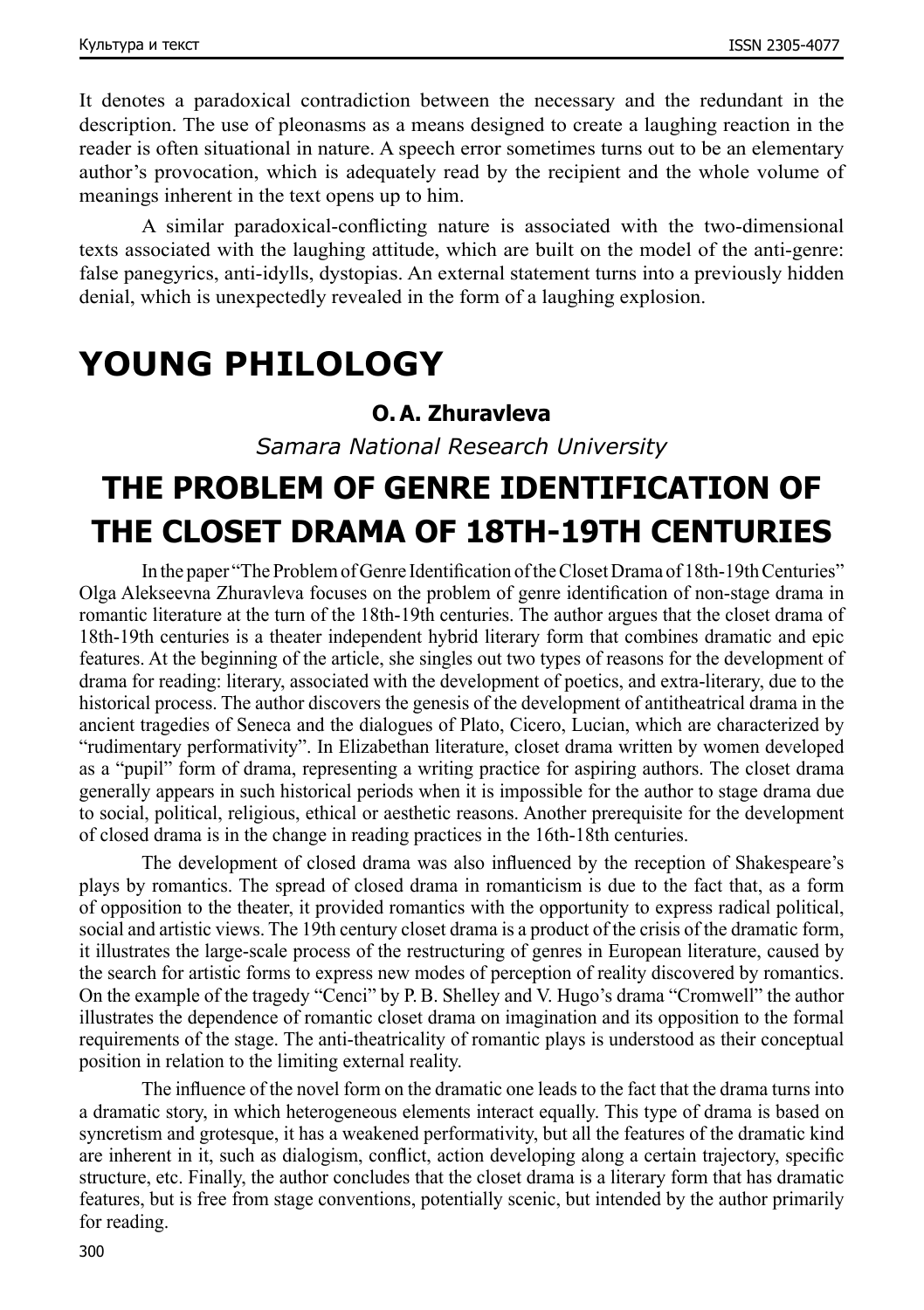It denotes a paradoxical contradiction between the necessary and the redundant in the description. The use of pleonasms as a means designed to create a laughing reaction in the reader is often situational in nature. A speech error sometimes turns out to be an elementary author's provocation, which is adequately read by the recipient and the whole volume of meanings inherent in the text opens up to him.

A similar paradoxical-conflicting nature is associated with the two-dimensional texts associated with the laughing attitude, which are built on the model of the anti-genre: false panegyrics, anti-idylls, dystopias. An external statement turns into a previously hidden denial, which is unexpectedly revealed in the form of a laughing explosion.

# YOUNG PHILOLOGY

**O. A. Zhuravleva**

*Samara National Research University*

## THE PROBLEM OF GENRE IDENTIFICATION OF THE CLOSET DRAMA OF 18TH-19TH CENTURIES

In the paper "The Problem of Genre Identification of the Closet Drama of 18th-19th Centuries" Olga Alekseevna Zhuravleva focuses on the problem of genre identification of non-stage drama in romantic literature at the turn of the 18th-19th centuries. The author argues that the closet drama of 18th-19th centuries is a theater independent hybrid literary form that combines dramatic and epic features. At the beginning of the article, she singles out two types of reasons for the development of drama for reading: literary, associated with the development of poetics, and extra-literary, due to the historical process. The author discovers the genesis of the development of antitheatrical drama in the ancient tragedies of Seneca and the dialogues of Plato, Cicero, Lucian, which are characterized by "rudimentary performativity". In Elizabethan literature, closet drama written by women developed as a "pupil" form of drama, representing a writing practice for aspiring authors. The closet drama generally appears in such historical periods when it is impossible for the author to stage drama due to social, political, religious, ethical or aesthetic reasons. Another prerequisite for the development of closed drama is in the change in reading practices in the 16th-18th centuries.

The development of closed drama was also influenced by the reception of Shakespeare's plays by romantics. The spread of closed drama in romanticism is due to the fact that, as a form of opposition to the theater, it provided romantics with the opportunity to express radical political, social and artistic views. The 19th century closet drama is a product of the crisis of the dramatic form, it illustrates the large-scale process of the restructuring of genres in European literature, caused by the search for artistic forms to express new modes of perception of reality discovered by romantics. On the example of the tragedy "Cenci" by P. B. Shelley and V. Hugo's drama "Cromwell" the author illustrates the dependence of romantic closet drama on imagination and its opposition to the formal requirements of the stage. The anti-theatricality of romantic plays is understood as their conceptual position in relation to the limiting external reality.

The influence of the novel form on the dramatic one leads to the fact that the drama turns into a dramatic story, in which heterogeneous elements interact equally. This type of drama is based on syncretism and grotesque, it has a weakened performativity, but all the features of the dramatic kind are inherent in it, such as dialogism, conflict, action developing along a certain trajectory, specific structure, etc. Finally, the author concludes that the closet drama is a literary form that has dramatic features, but is free from stage conventions, potentially scenic, but intended by the author primarily for reading.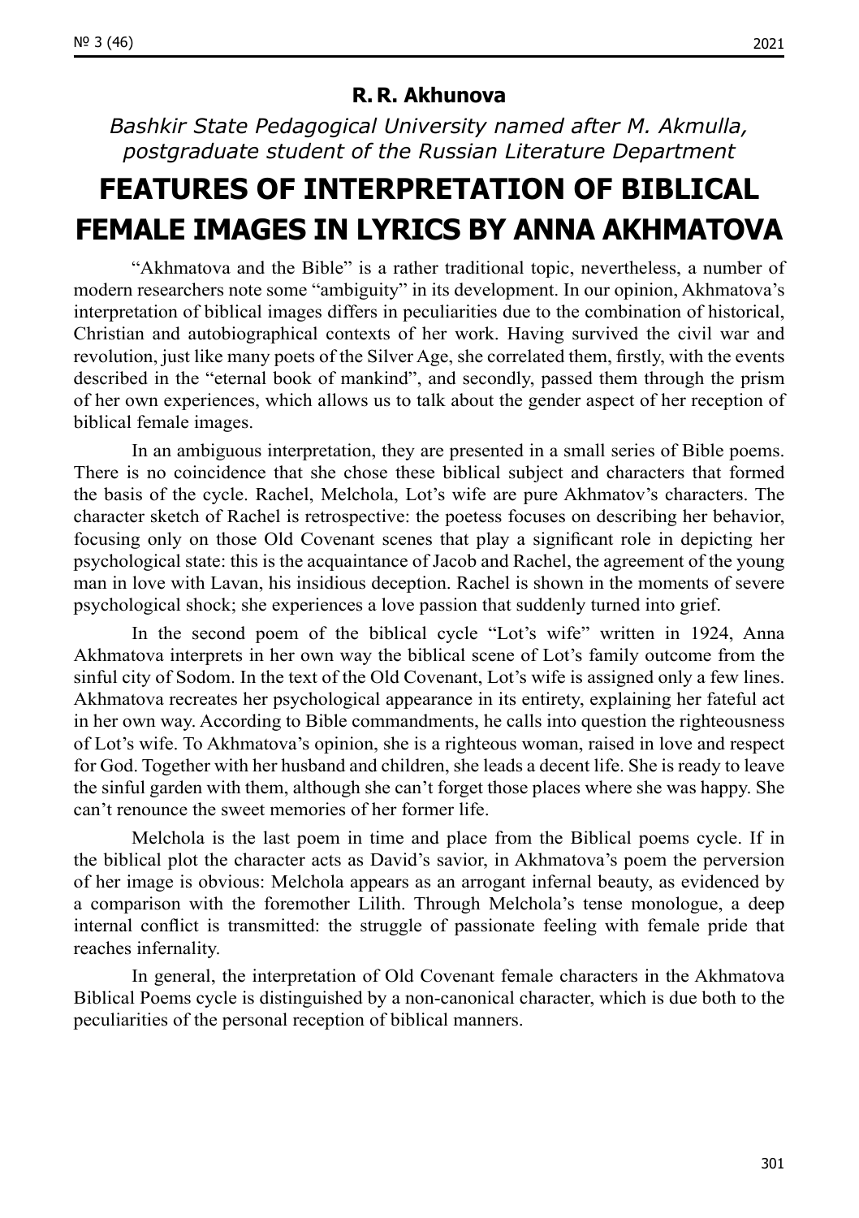**R. R. Akhunova**

*Bashkir State Pedagogical University named after M. Akmulla, postgraduate student of the Russian Literature Department*

# FEATURES OF INTERPRETATION OF BIBLICAL FEMALE IMAGES IN LYRICS BY ANNA AKHMATOVA

"Akhmatova and the Bible" is a rather traditional topic, nevertheless, a number of modern researchers note some "ambiguity" in its development. In our opinion, Akhmatova's interpretation of biblical images differs in peculiarities due to the combination of historical, Christian and autobiographical contexts of her work. Having survived the civil war and revolution, just like many poets of the Silver Age, she correlated them, firstly, with the events described in the "eternal book of mankind", and secondly, passed them through the prism of her own experiences, which allows us to talk about the gender aspect of her reception of biblical female images.

In an ambiguous interpretation, they are presented in a small series of Bible poems. There is no coincidence that she chose these biblical subject and characters that formed the basis of the cycle. Rachel, Melchola, Lot's wife are pure Akhmatov's characters. The character sketch of Rachel is retrospective: the poetess focuses on describing her behavior, focusing only on those Old Covenant scenes that play a significant role in depicting her psychological state: this is the acquaintance of Jacob and Rachel, the agreement of the young man in love with Lavan, his insidious deception. Rachel is shown in the moments of severe psychological shock; she experiences a love passion that suddenly turned into grief.

In the second poem of the biblical cycle "Lot's wife" written in 1924, Anna Akhmatova interprets in her own way the biblical scene of Lot's family outcome from the sinful city of Sodom. In the text of the Old Covenant, Lot's wife is assigned only a few lines. Akhmatova recreates her psychological appearance in its entirety, explaining her fateful act in her own way. According to Bible commandments, he calls into question the righteousness of Lot's wife. To Akhmatova's opinion, she is a righteous woman, raised in love and respect for God. Together with her husband and children, she leads a decent life. She is ready to leave the sinful garden with them, although she can't forget those places where she was happy. She can't renounce the sweet memories of her former life.

Melchola is the last poem in time and place from the Biblical poems cycle. If in the biblical plot the character acts as David's savior, in Akhmatova's poem the perversion of her image is obvious: Melchola appears as an arrogant infernal beauty, as evidenced by a comparison with the foremother Lilith. Through Melchola's tense monologue, a deep internal conflict is transmitted: the struggle of passionate feeling with female pride that reaches infernality.

In general, the interpretation of Old Covenant female characters in the Akhmatova Biblical Poems cycle is distinguished by a non-canonical character, which is due both to the peculiarities of the personal reception of biblical manners.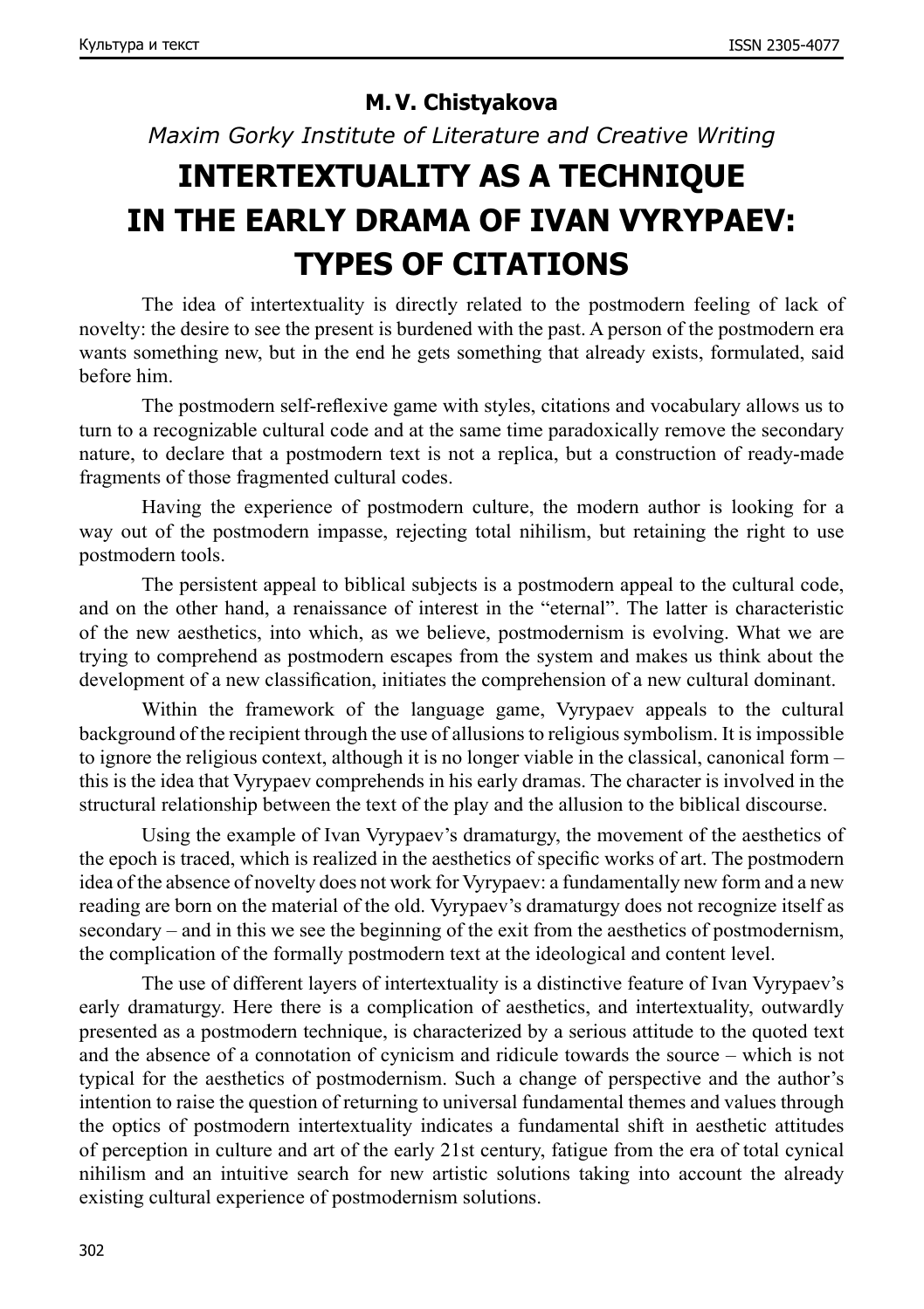**M. V. Chistyakova**

*Maxim Gorky Institute of Literature and Creative Writing*

# INTERTEXTUALITY AS A TECHNIQUE IN THE EARLY DRAMA OF IVAN VYRYPAEV: TYPES OF CITATIONS

The idea of intertextuality is directly related to the postmodern feeling of lack of novelty: the desire to see the present is burdened with the past. A person of the postmodern era wants something new, but in the end he gets something that already exists, formulated, said before him.

The postmodern self-reflexive game with styles, citations and vocabulary allows us to turn to a recognizable cultural code and at the same time paradoxically remove the secondary nature, to declare that a postmodern text is not a replica, but a construction of ready-made fragments of those fragmented cultural codes.

Having the experience of postmodern culture, the modern author is looking for a way out of the postmodern impasse, rejecting total nihilism, but retaining the right to use postmodern tools.

The persistent appeal to biblical subjects is a postmodern appeal to the cultural code, and on the other hand, a renaissance of interest in the "eternal". The latter is characteristic of the new aesthetics, into which, as we believe, postmodernism is evolving. What we are trying to comprehend as postmodern escapes from the system and makes us think about the development of a new classification, initiates the comprehension of a new cultural dominant.

Within the framework of the language game, Vyrypaev appeals to the cultural background of the recipient through the use of allusions to religious symbolism. It is impossible to ignore the religious context, although it is no longer viable in the classical, canonical form – this is the idea that Vyrypaev comprehends in his early dramas. The character is involved in the structural relationship between the text of the play and the allusion to the biblical discourse.

Using the example of Ivan Vyrypaev's dramaturgy, the movement of the aesthetics of the epoch is traced, which is realized in the aesthetics of specific works of art. The postmodern idea of the absence of novelty does not work for Vyrypaev: a fundamentally new form and a new reading are born on the material of the old. Vyrypaev's dramaturgy does not recognize itself as secondary – and in this we see the beginning of the exit from the aesthetics of postmodernism, the complication of the formally postmodern text at the ideological and content level.

The use of different layers of intertextuality is a distinctive feature of Ivan Vyrypaev's early dramaturgy. Here there is a complication of aesthetics, and intertextuality, outwardly presented as a postmodern technique, is characterized by a serious attitude to the quoted text and the absence of a connotation of cynicism and ridicule towards the source – which is not typical for the aesthetics of postmodernism. Such a change of perspective and the author's intention to raise the question of returning to universal fundamental themes and values through the optics of postmodern intertextuality indicates a fundamental shift in aesthetic attitudes of perception in culture and art of the early 21st century, fatigue from the era of total cynical nihilism and an intuitive search for new artistic solutions taking into account the already existing cultural experience of postmodernism solutions.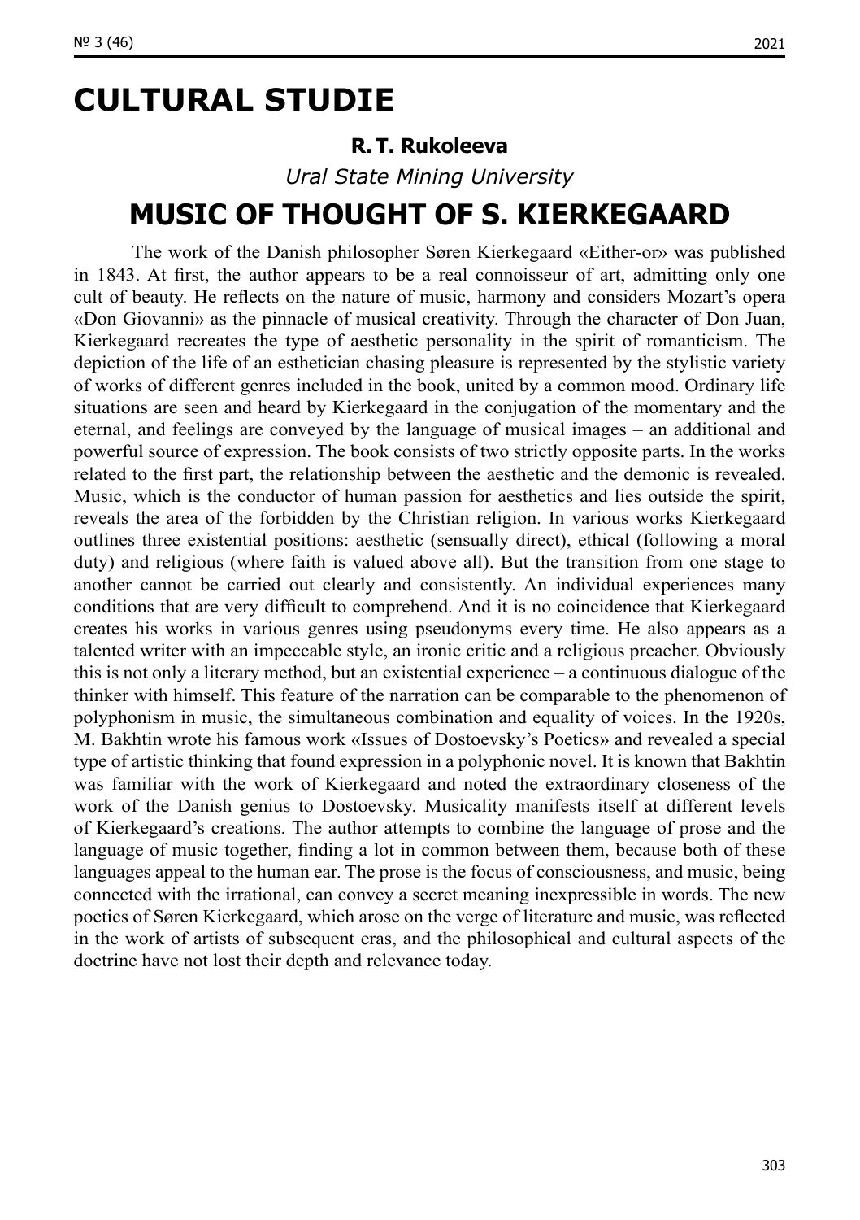# CULTURAL STUDIE

**R. T. Rukoleeva**

*Ural State Mining University*

## MUSIC OF THOUGHT OF S. KIERKEGAARD

The work of the Danish philosopher Søren Kierkegaard «Either-or» was published in 1843. At first, the author appears to be a real connoisseur of art, admitting only one cult of beauty. He reflects on the nature of music, harmony and considers Mozart's opera «Don Giovanni» as the pinnacle of musical creativity. Through the character of Don Juan, Kierkegaard recreates the type of aesthetic personality in the spirit of romanticism. The depiction of the life of an esthetician chasing pleasure is represented by the stylistic variety of works of different genres included in the book, united by a common mood. Ordinary life situations are seen and heard by Kierkegaard in the conjugation of the momentary and the eternal, and feelings are conveyed by the language of musical images – an additional and powerful source of expression. The book consists of two strictly opposite parts. In the works related to the first part, the relationship between the aesthetic and the demonic is revealed. Music, which is the conductor of human passion for aesthetics and lies outside the spirit, reveals the area of the forbidden by the Christian religion. In various works Kierkegaard outlines three existential positions: aesthetic (sensually direct), ethical (following a moral duty) and religious (where faith is valued above all). But the transition from one stage to another cannot be carried out clearly and consistently. An individual experiences many conditions that are very difficult to comprehend. And it is no coincidence that Kierkegaard creates his works in various genres using pseudonyms every time. He also appears as a talented writer with an impeccable style, an ironic critic and a religious preacher. Obviously this is not only a literary method, but an existential experience – a continuous dialogue of the thinker with himself. This feature of the narration can be comparable to the phenomenon of polyphonism in music, the simultaneous combination and equality of voices. In the 1920s, M. Bakhtin wrote his famous work «Issues of Dostoevsky's Poetics» and revealed a special type of artistic thinking that found expression in a polyphonic novel. It is known that Bakhtin was familiar with the work of Kierkegaard and noted the extraordinary closeness of the work of the Danish genius to Dostoevsky. Musicality manifests itself at different levels of Kierkegaard's creations. The author attempts to combine the language of prose and the language of music together, finding a lot in common between them, because both of these languages appeal to the human ear. The prose is the focus of consciousness, and music, being connected with the irrational, can convey a secret meaning inexpressible in words. The new poetics of Søren Kierkegaard, which arose on the verge of literature and music, was reflected in the work of artists of subsequent eras, and the philosophical and cultural aspects of the doctrine have not lost their depth and relevance today.